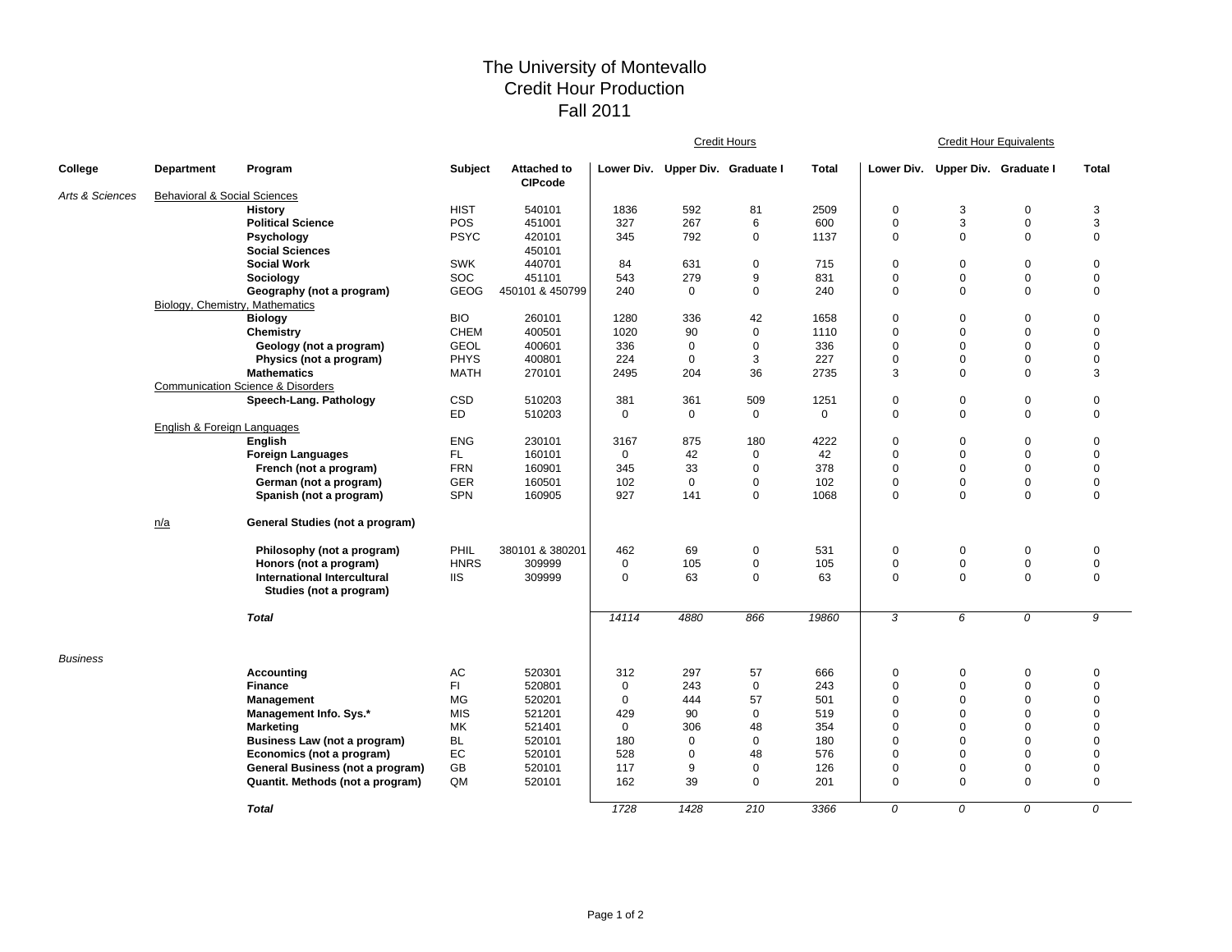# The University of Montevallo
## Credit Hour Production
## Fall 2011

| College | Department | Program | Subject | Attached to CIPcode | Credit Hours Lower Div. | Credit Hours Upper Div. | Credit Hours Graduate I | Credit Hours Total | Credit Hour Equivalents Lower Div. | Credit Hour Equivalents Upper Div. | Credit Hour Equivalents Graduate I | Credit Hour Equivalents Total |
|---|---|---|---|---|---|---|---|---|---|---|---|---|
| *Arts & Sciences* | Behavioral & Social Sciences | | | | | | | | | | | |
| | | **History** | HIST | 540101 | 1836 | 592 | 81 | 2509 | 0 | 3 | 0 | 3 |
| | | **Political Science** | POS | 451001 | 327 | 267 | 6 | 600 | 0 | 3 | 0 | 3 |
| | | **Psychology** | PSYC | 420101 | 345 | 792 | 0 | 1137 | 0 | 0 | 0 | 0 |
| | | **Social Sciences** | | 450101 | | | | | | | | |
| | | **Social Work** | SWK | 440701 | 84 | 631 | 0 | 715 | 0 | 0 | 0 | 0 |
| | | **Sociology** | SOC | 451101 | 543 | 279 | 9 | 831 | 0 | 0 | 0 | 0 |
| | | **Geography (not a program)** | GEOG | 450101 & 450799 | 240 | 0 | 0 | 240 | 0 | 0 | 0 | 0 |
| | Biology, Chemistry, Mathematics | | | | | | | | | | | |
| | | **Biology** | BIO | 260101 | 1280 | 336 | 42 | 1658 | 0 | 0 | 0 | 0 |
| | | **Chemistry** | CHEM | 400501 | 1020 | 90 | 0 | 1110 | 0 | 0 | 0 | 0 |
| | | **Geology (not a program)** | GEOL | 400601 | 336 | 0 | 0 | 336 | 0 | 0 | 0 | 0 |
| | | **Physics (not a program)** | PHYS | 400801 | 224 | 0 | 3 | 227 | 0 | 0 | 0 | 0 |
| | | **Mathematics** | MATH | 270101 | 2495 | 204 | 36 | 2735 | 3 | 0 | 0 | 3 |
| | Communication Science & Disorders | | | | | | | | | | | |
| | | **Speech-Lang. Pathology** | CSD | 510203 | 381 | 361 | 509 | 1251 | 0 | 0 | 0 | 0 |
| | | | ED | 510203 | 0 | 0 | 0 | 0 | 0 | 0 | 0 | 0 |
| | English & Foreign Languages | | | | | | | | | | | |
| | | **English** | ENG | 230101 | 3167 | 875 | 180 | 4222 | 0 | 0 | 0 | 0 |
| | | **Foreign Languages** | FL | 160101 | 0 | 42 | 0 | 42 | 0 | 0 | 0 | 0 |
| | | **French (not a program)** | FRN | 160901 | 345 | 33 | 0 | 378 | 0 | 0 | 0 | 0 |
| | | **German (not a program)** | GER | 160501 | 102 | 0 | 0 | 102 | 0 | 0 | 0 | 0 |
| | | **Spanish (not a program)** | SPN | 160905 | 927 | 141 | 0 | 1068 | 0 | 0 | 0 | 0 |
| | n/a | **General Studies (not a program)** | | | | | | | | | | |
| | | **Philosophy (not a program)** | PHIL | 380101 & 380201 | 462 | 69 | 0 | 531 | 0 | 0 | 0 | 0 |
| | | **Honors (not a program)** | HNRS | 309999 | 0 | 105 | 0 | 105 | 0 | 0 | 0 | 0 |
| | | **International Intercultural Studies (not a program)** | IIS | 309999 | 0 | 63 | 0 | 63 | 0 | 0 | 0 | 0 |
| | | ***Total*** | | | *14114* | *4880* | *866* | *19860* | *3* | *6* | *0* | *9* |
| *Business* | | | | | | | | | | | | |
| | | **Accounting** | AC | 520301 | 312 | 297 | 57 | 666 | 0 | 0 | 0 | 0 |
| | | **Finance** | FI | 520801 | 0 | 243 | 0 | 243 | 0 | 0 | 0 | 0 |
| | | **Management** | MG | 520201 | 0 | 444 | 57 | 501 | 0 | 0 | 0 | 0 |
| | | **Management Info. Sys.*** | MIS | 521201 | 429 | 90 | 0 | 519 | 0 | 0 | 0 | 0 |
| | | **Marketing** | MK | 521401 | 0 | 306 | 48 | 354 | 0 | 0 | 0 | 0 |
| | | **Business Law (not a program)** | BL | 520101 | 180 | 0 | 0 | 180 | 0 | 0 | 0 | 0 |
| | | **Economics (not a program)** | EC | 520101 | 528 | 0 | 48 | 576 | 0 | 0 | 0 | 0 |
| | | **General Business (not a program)** | GB | 520101 | 117 | 9 | 0 | 126 | 0 | 0 | 0 | 0 |
| | | **Quantit. Methods (not a program)** | QM | 520101 | 162 | 39 | 0 | 201 | 0 | 0 | 0 | 0 |
| | | ***Total*** | | | *1728* | *1428* | *210* | *3366* | *0* | *0* | *0* | *0* |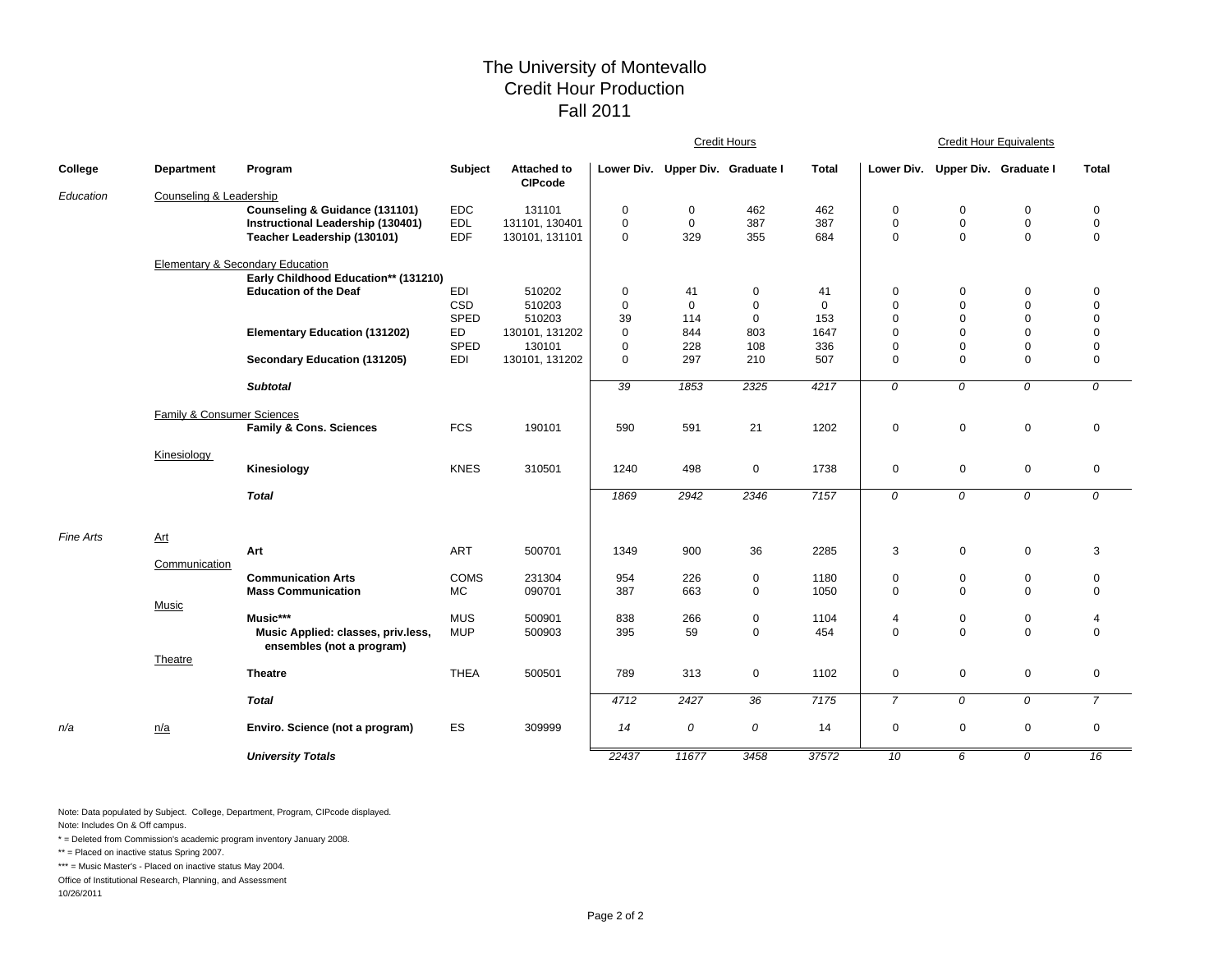# The University of Montevallo
## Credit Hour Production
## Fall 2011

| College | Department | Program | Subject | Attached to CIPcode | Credit Hours | | | | Credit Hour Equivalents | | | |
|---|---|---|---|---|---|---|---|---|---|---|---|---|
| | | | | | Lower Div. | Upper Div. | Graduate I | Total | Lower Div. | Upper Div. | Graduate I | Total |
| *Education* | Counseling & Leadership | | | | | | | | | | | |
| | | **Counseling & Guidance (131101)** | EDC | 131101 | 0 | 0 | 462 | 462 | 0 | 0 | 0 | 0 |
| | | **Instructional Leadership (130401)** | EDL | 131101, 130401 | 0 | 0 | 387 | 387 | 0 | 0 | 0 | 0 |
| | | **Teacher Leadership (130101)** | EDF | 130101, 131101 | 0 | 329 | 355 | 684 | 0 | 0 | 0 | 0 |
| | Elementary & Secondary Education | | | | | | | | | | | |
| | | **Early Childhood Education** (131210)** | | | | | | | | | | |
| | | **Education of the Deaf** | EDI | 510202 | 0 | 41 | 0 | 41 | 0 | 0 | 0 | 0 |
| | | | CSD | 510203 | 0 | 0 | 0 | 0 | 0 | 0 | 0 | 0 |
| | | | SPED | 510203 | 39 | 114 | 0 | 153 | 0 | 0 | 0 | 0 |
| | | **Elementary Education (131202)** | ED | 130101, 131202 | 0 | 844 | 803 | 1647 | 0 | 0 | 0 | 0 |
| | | | SPED | 130101 | 0 | 228 | 108 | 336 | 0 | 0 | 0 | 0 |
| | | **Secondary Education (131205)** | EDI | 130101, 131202 | 0 | 297 | 210 | 507 | 0 | 0 | 0 | 0 |
| | | ***Subtotal*** | | | *39* | *1853* | *2325* | *4217* | *0* | *0* | *0* | *0* |
| | Family & Consumer Sciences | | | | | | | | | | | |
| | | **Family & Cons. Sciences** | FCS | 190101 | 590 | 591 | 21 | 1202 | 0 | 0 | 0 | 0 |
| | Kinesiology | | | | | | | | | | | |
| | | **Kinesiology** | KNES | 310501 | 1240 | 498 | 0 | 1738 | 0 | 0 | 0 | 0 |
| | | ***Total*** | | | *1869* | *2942* | *2346* | *7157* | *0* | *0* | *0* | *0* |
| *Fine Arts* | Art | | | | | | | | | | | |
| | | **Art** | ART | 500701 | 1349 | 900 | 36 | 2285 | 3 | 0 | 0 | 3 |
| | Communication | | | | | | | | | | | |
| | | **Communication Arts** | COMS | 231304 | 954 | 226 | 0 | 1180 | 0 | 0 | 0 | 0 |
| | | **Mass Communication** | MC | 090701 | 387 | 663 | 0 | 1050 | 0 | 0 | 0 | 0 |
| | Music | | | | | | | | | | | |
| | | **Music***** | MUS | 500901 | 838 | 266 | 0 | 1104 | 4 | 0 | 0 | 4 |
| | | **Music Applied: classes, priv.less, ensembles (not a program)** | MUP | 500903 | 395 | 59 | 0 | 454 | 0 | 0 | 0 | 0 |
| | Theatre | | | | | | | | | | | |
| | | **Theatre** | THEA | 500501 | 789 | 313 | 0 | 1102 | 0 | 0 | 0 | 0 |
| | | ***Total*** | | | *4712* | *2427* | *36* | *7175* | *7* | *0* | *0* | *7* |
| *n/a* | n/a | **Enviro. Science (not a program)** | ES | 309999 | *14* | *0* | *0* | 14 | 0 | 0 | 0 | 0 |
| | | ***University Totals*** | | | *22437* | *11677* | *3458* | *37572* | *10* | *6* | *0* | *16* |

Note: Data populated by Subject. College, Department, Program, CIPcode displayed.

Note: Includes On & Off campus.

* = Deleted from Commission's academic program inventory January 2008.

** = Placed on inactive status Spring 2007.

*** = Music Master's - Placed on inactive status May 2004.

Office of Institutional Research, Planning, and Assessment

10/26/2011